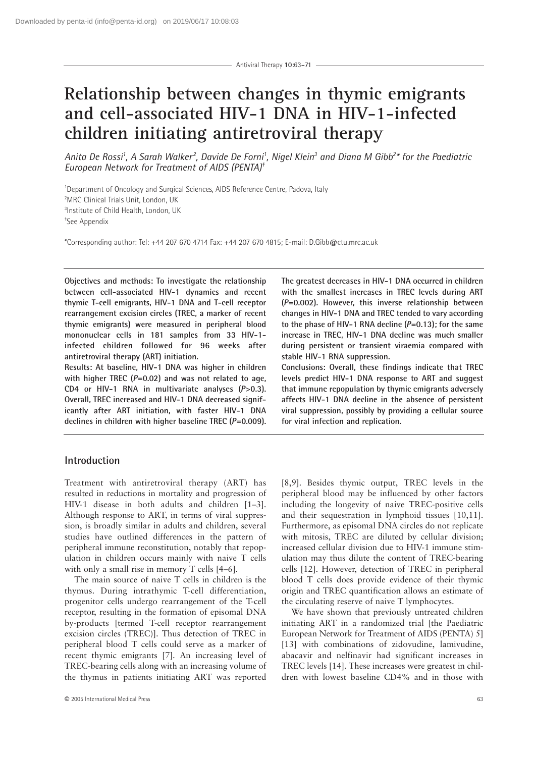# Relationship between changes in thymic emigrants and cell-associated HIV-1 DNA in HIV-1-infected children initiating antiretroviral therapy

*Anita De Rossi[1], A Sarah Walker[2], Davide De Forni[1], Nigel Klein[3] and Diana M Gibb[2]\* for the Paediatric European Network for Treatment of AIDS (PENTA)[‡]*

[1]Department of Oncology and Surgical Sciences, AIDS Reference Centre, Padova, Italy
[2]MRC Clinical Trials Unit, London, UK
[3]Institute of Child Health, London, UK
[‡]See Appendix

\*Corresponding author: Tel: +44 207 670 4714 Fax: +44 207 670 4815; E-mail: D.Gibb@ctu.mrc.ac.uk

**Objectives and methods: To investigate the relationship between cell-associated HIV-1 dynamics and recent thymic T-cell emigrants, HIV-1 DNA and T-cell receptor rearrangement excision circles (TREC, a marker of recent thymic emigrants) were measured in peripheral blood mononuclear cells in 181 samples from 33 HIV-1-infected children followed for 96 weeks after antiretroviral therapy (ART) initiation.**

**Results: At baseline, HIV-1 DNA was higher in children with higher TREC ($P$=0.02) and was not related to age, CD4 or HIV-1 RNA in multivariate analyses ($P$>0.3). Overall, TREC increased and HIV-1 DNA decreased significantly after ART initiation, with faster HIV-1 DNA declines in children with higher baseline TREC ($P$=0.009). The greatest decreases in HIV-1 DNA occurred in children with the smallest increases in TREC levels during ART ($P$=0.002). However, this inverse relationship between changes in HIV-1 DNA and TREC tended to vary according to the phase of HIV-1 RNA decline ($P$=0.13); for the same increase in TREC, HIV-1 DNA decline was much smaller during persistent or transient viraemia compared with stable HIV-1 RNA suppression.**

**Conclusions: Overall, these findings indicate that TREC levels predict HIV-1 DNA response to ART and suggest that immune repopulation by thymic emigrants adversely affects HIV-1 DNA decline in the absence of persistent viral suppression, possibly by providing a cellular source for viral infection and replication.**

## Introduction

Treatment with antiretroviral therapy (ART) has resulted in reductions in mortality and progression of HIV-1 disease in both adults and children [1–3]. Although response to ART, in terms of viral suppression, is broadly similar in adults and children, several studies have outlined differences in the pattern of peripheral immune reconstitution, notably that repopulation in children occurs mainly with naive T cells with only a small rise in memory T cells [4–6].

The main source of naive T cells in children is the thymus. During intrathymic T-cell differentiation, progenitor cells undergo rearrangement of the T-cell receptor, resulting in the formation of episomal DNA by-products [termed T-cell receptor rearrangement excision circles (TREC)]. Thus detection of TREC in peripheral blood T cells could serve as a marker of recent thymic emigrants [7]. An increasing level of TREC-bearing cells along with an increasing volume of the thymus in patients initiating ART was reported [8,9]. Besides thymic output, TREC levels in the peripheral blood may be influenced by other factors including the longevity of naive TREC-positive cells and their sequestration in lymphoid tissues [10,11]. Furthermore, as episomal DNA circles do not replicate with mitosis, TREC are diluted by cellular division; increased cellular division due to HIV-1 immune stimulation may thus dilute the content of TREC-bearing cells [12]. However, detection of TREC in peripheral blood T cells does provide evidence of their thymic origin and TREC quantification allows an estimate of the circulating reserve of naive T lymphocytes.

We have shown that previously untreated children initiating ART in a randomized trial [the Paediatric European Network for Treatment of AIDS (PENTA) 5] [13] with combinations of zidovudine, lamivudine, abacavir and nelfinavir had significant increases in TREC levels [14]. These increases were greatest in children with lowest baseline CD4% and in those with

© 2005 International Medical Press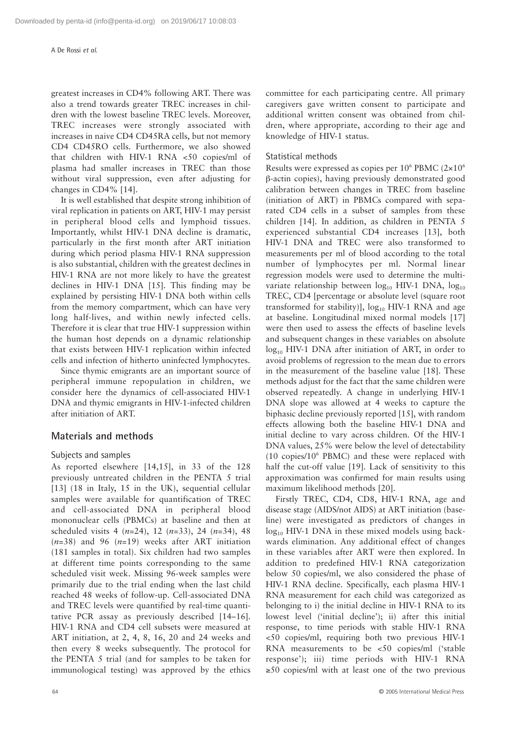greatest increases in CD4% following ART. There was also a trend towards greater TREC increases in children with the lowest baseline TREC levels. Moreover, TREC increases were strongly associated with increases in naive CD4 CD45RA cells, but not memory CD4 CD45RO cells. Furthermore, we also showed that children with HIV-1 RNA <50 copies/ml of plasma had smaller increases in TREC than those without viral suppression, even after adjusting for changes in CD4% [14].

It is well established that despite strong inhibition of viral replication in patients on ART, HIV-1 may persist in peripheral blood cells and lymphoid tissues. Importantly, whilst HIV-1 DNA decline is dramatic, particularly in the first month after ART initiation during which period plasma HIV-1 RNA suppression is also substantial, children with the greatest declines in HIV-1 RNA are not more likely to have the greatest declines in HIV-1 DNA [15]. This finding may be explained by persisting HIV-1 DNA both within cells from the memory compartment, which can have very long half-lives, and within newly infected cells. Therefore it is clear that true HIV-1 suppression within the human host depends on a dynamic relationship that exists between HIV-1 replication within infected cells and infection of hitherto uninfected lymphocytes.

Since thymic emigrants are an important source of peripheral immune repopulation in children, we consider here the dynamics of cell-associated HIV-1 DNA and thymic emigrants in HIV-1-infected children after initiation of ART.

## Materials and methods

### Subjects and samples

As reported elsewhere [14,15], in 33 of the 128 previously untreated children in the PENTA 5 trial [13] (18 in Italy, 15 in the UK), sequential cellular samples were available for quantification of TREC and cell-associated DNA in peripheral blood mononuclear cells (PBMCs) at baseline and then at scheduled visits 4 ($n$=24), 12 ($n$=33), 24 ($n$=34), 48 ($n$=38) and 96 ($n$=19) weeks after ART initiation (181 samples in total). Six children had two samples at different time points corresponding to the same scheduled visit week. Missing 96-week samples were primarily due to the trial ending when the last child reached 48 weeks of follow-up. Cell-associated DNA and TREC levels were quantified by real-time quantitative PCR assay as previously described [14–16]. HIV-1 RNA and CD4 cell subsets were measured at ART initiation, at 2, 4, 8, 16, 20 and 24 weeks and then every 8 weeks subsequently. The protocol for the PENTA 5 trial (and for samples to be taken for immunological testing) was approved by the ethics committee for each participating centre. All primary caregivers gave written consent to participate and additional written consent was obtained from children, where appropriate, according to their age and knowledge of HIV-1 status.

### Statistical methods

Results were expressed as copies per $10^6$ PBMC ($2\times10^6$ β-actin copies), having previously demonstrated good calibration between changes in TREC from baseline (initiation of ART) in PBMCs compared with separated CD4 cells in a subset of samples from these children [14]. In addition, as children in PENTA 5 experienced substantial CD4 increases [13], both HIV-1 DNA and TREC were also transformed to measurements per ml of blood according to the total number of lymphocytes per ml. Normal linear regression models were used to determine the multivariate relationship between $\log_{10}$ HIV-1 DNA, $\log_{10}$ TREC, CD4 [percentage or absolute level (square root transformed for stability)], $\log_{10}$ HIV-1 RNA and age at baseline. Longitudinal mixed normal models [17] were then used to assess the effects of baseline levels and subsequent changes in these variables on absolute $\log_{10}$ HIV-1 DNA after initiation of ART, in order to avoid problems of regression to the mean due to errors in the measurement of the baseline value [18]. These methods adjust for the fact that the same children were observed repeatedly. A change in underlying HIV-1 DNA slope was allowed at 4 weeks to capture the biphasic decline previously reported [15], with random effects allowing both the baseline HIV-1 DNA and initial decline to vary across children. Of the HIV-1 DNA values, 25% were below the level of detectability (10 copies/$10^6$ PBMC) and these were replaced with half the cut-off value [19]. Lack of sensitivity to this approximation was confirmed for main results using maximum likelihood methods [20].

Firstly TREC, CD4, CD8, HIV-1 RNA, age and disease stage (AIDS/not AIDS) at ART initiation (baseline) were investigated as predictors of changes in $\log_{10}$ HIV-1 DNA in these mixed models using backwards elimination. Any additional effect of changes in these variables after ART were then explored. In addition to predefined HIV-1 RNA categorization below 50 copies/ml, we also considered the phase of HIV-1 RNA decline. Specifically, each plasma HIV-1 RNA measurement for each child was categorized as belonging to i) the initial decline in HIV-1 RNA to its lowest level ('initial decline'); ii) after this initial response, to time periods with stable HIV-1 RNA <50 copies/ml, requiring both two previous HIV-1 RNA measurements to be <50 copies/ml ('stable response'); iii) time periods with HIV-1 RNA ≥50 copies/ml with at least one of the two previous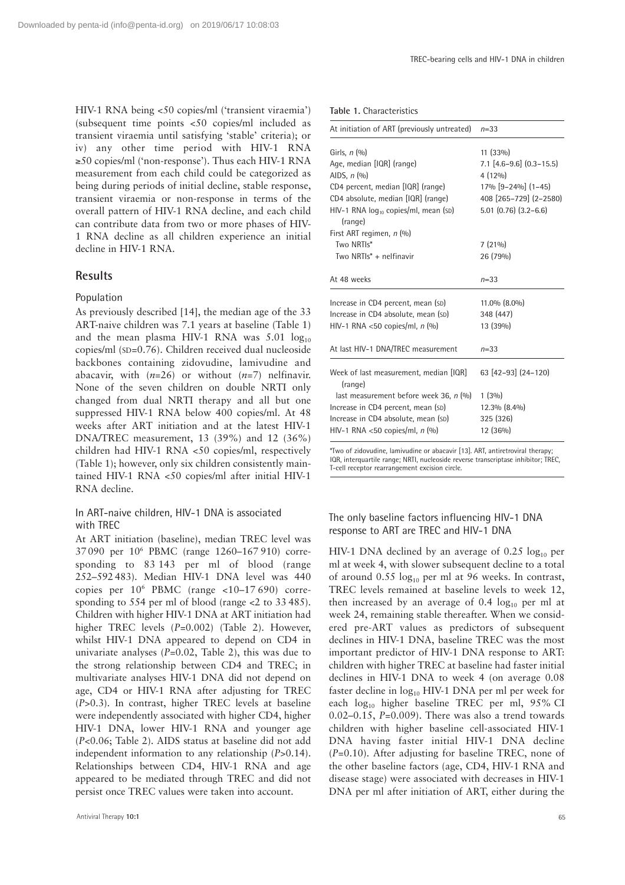HIV-1 RNA being <50 copies/ml ('transient viraemia') (subsequent time points <50 copies/ml included as transient viraemia until satisfying 'stable' criteria); or iv) any other time period with HIV-1 RNA ≥50 copies/ml ('non-response'). Thus each HIV-1 RNA measurement from each child could be categorized as being during periods of initial decline, stable response, transient viraemia or non-response in terms of the overall pattern of HIV-1 RNA decline, and each child can contribute data from two or more phases of HIV-1 RNA decline as all children experience an initial decline in HIV-1 RNA.

## Results

### Population

As previously described [14], the median age of the 33 ART-naive children was 7.1 years at baseline (Table 1) and the mean plasma HIV-1 RNA was 5.01 $\log_{10}$ copies/ml (SD=0.76). Children received dual nucleoside backbones containing zidovudine, lamivudine and abacavir, with (*n*=26) or without (*n*=7) nelfinavir. None of the seven children on double NRTI only changed from dual NRTI therapy and all but one suppressed HIV-1 RNA below 400 copies/ml. At 48 weeks after ART initiation and at the latest HIV-1 DNA/TREC measurement, 13 (39%) and 12 (36%) children had HIV-1 RNA <50 copies/ml, respectively (Table 1); however, only six children consistently maintained HIV-1 RNA <50 copies/ml after initial HIV-1 RNA decline.

### In ART-naive children, HIV-1 DNA is associated with TREC

At ART initiation (baseline), median TREC level was 37 090 per $10^6$ PBMC (range 1260–167 910) corresponding to 83 143 per ml of blood (range 252–592 483). Median HIV-1 DNA level was 440 copies per $10^6$ PBMC (range <10–17 690) corresponding to 554 per ml of blood (range <2 to 33 485). Children with higher HIV-1 DNA at ART initiation had higher TREC levels (*P*=0.002) (Table 2). However, whilst HIV-1 DNA appeared to depend on CD4 in univariate analyses (*P*=0.02, Table 2), this was due to the strong relationship between CD4 and TREC; in multivariate analyses HIV-1 DNA did not depend on age, CD4 or HIV-1 RNA after adjusting for TREC (*P*>0.3). In contrast, higher TREC levels at baseline were independently associated with higher CD4, higher HIV-1 DNA, lower HIV-1 RNA and younger age (*P*<0.06; Table 2). AIDS status at baseline did not add independent information to any relationship (*P*>0.14). Relationships between CD4, HIV-1 RNA and age appeared to be mediated through TREC and did not persist once TREC values were taken into account.

**Table 1.** Characteristics

| At initiation of ART (previously untreated) | *n*=33 |
|---|---|
| Girls, *n* (%) | 11 (33%) |
| Age, median [IQR] (range) | 7.1 [4.6–9.6] (0.3–15.5) |
| AIDS, *n* (%) | 4 (12%) |
| CD4 percent, median [IQR] (range) | 17% [9–24%] (1–45) |
| CD4 absolute, median [IQR] (range) | 408 [265–729] (2–2580) |
| HIV-1 RNA $\log_{10}$ copies/ml, mean (SD) (range) | 5.01 (0.76) (3.2–6.6) |
| First ART regimen, *n* (%) | |
| Two NRTIs* | 7 (21%) |
| Two NRTIs* + nelfinavir | 26 (79%) |
| **At 48 weeks** | ***n*=33** |
| Increase in CD4 percent, mean (SD) | 11.0% (8.0%) |
| Increase in CD4 absolute, mean (SD) | 348 (447) |
| HIV-1 RNA <50 copies/ml, *n* (%) | 13 (39%) |
| **At last HIV-1 DNA/TREC measurement** | ***n*=33** |
| Week of last measurement, median [IQR] (range) | 63 [42–93] (24–120) |
| last measurement before week 36, *n* (%) | 1 (3%) |
| Increase in CD4 percent, mean (SD) | 12.3% (8.4%) |
| Increase in CD4 absolute, mean (SD) | 325 (326) |
| HIV-1 RNA <50 copies/ml, *n* (%) | 12 (36%) |

*Two of zidovudine, lamivudine or abacavir [13]. ART, antiretroviral therapy; IQR, interquartile range; NRTI, nucleoside reverse transcriptase inhibitor; TREC, T-cell receptor rearrangement excision circle.

### The only baseline factors influencing HIV-1 DNA response to ART are TREC and HIV-1 DNA

HIV-1 DNA declined by an average of 0.25 $\log_{10}$ per ml at week 4, with slower subsequent decline to a total of around 0.55 $\log_{10}$ per ml at 96 weeks. In contrast, TREC levels remained at baseline levels to week 12, then increased by an average of 0.4 $\log_{10}$ per ml at week 24, remaining stable thereafter. When we considered pre-ART values as predictors of subsequent declines in HIV-1 DNA, baseline TREC was the most important predictor of HIV-1 DNA response to ART: children with higher TREC at baseline had faster initial declines in HIV-1 DNA to week 4 (on average 0.08 faster decline in $\log_{10}$ HIV-1 DNA per ml per week for each $\log_{10}$ higher baseline TREC per ml, 95% CI 0.02–0.15, *P*=0.009). There was also a trend towards children with higher baseline cell-associated HIV-1 DNA having faster initial HIV-1 DNA decline (*P*=0.10). After adjusting for baseline TREC, none of the other baseline factors (age, CD4, HIV-1 RNA and disease stage) were associated with decreases in HIV-1 DNA per ml after initiation of ART, either during the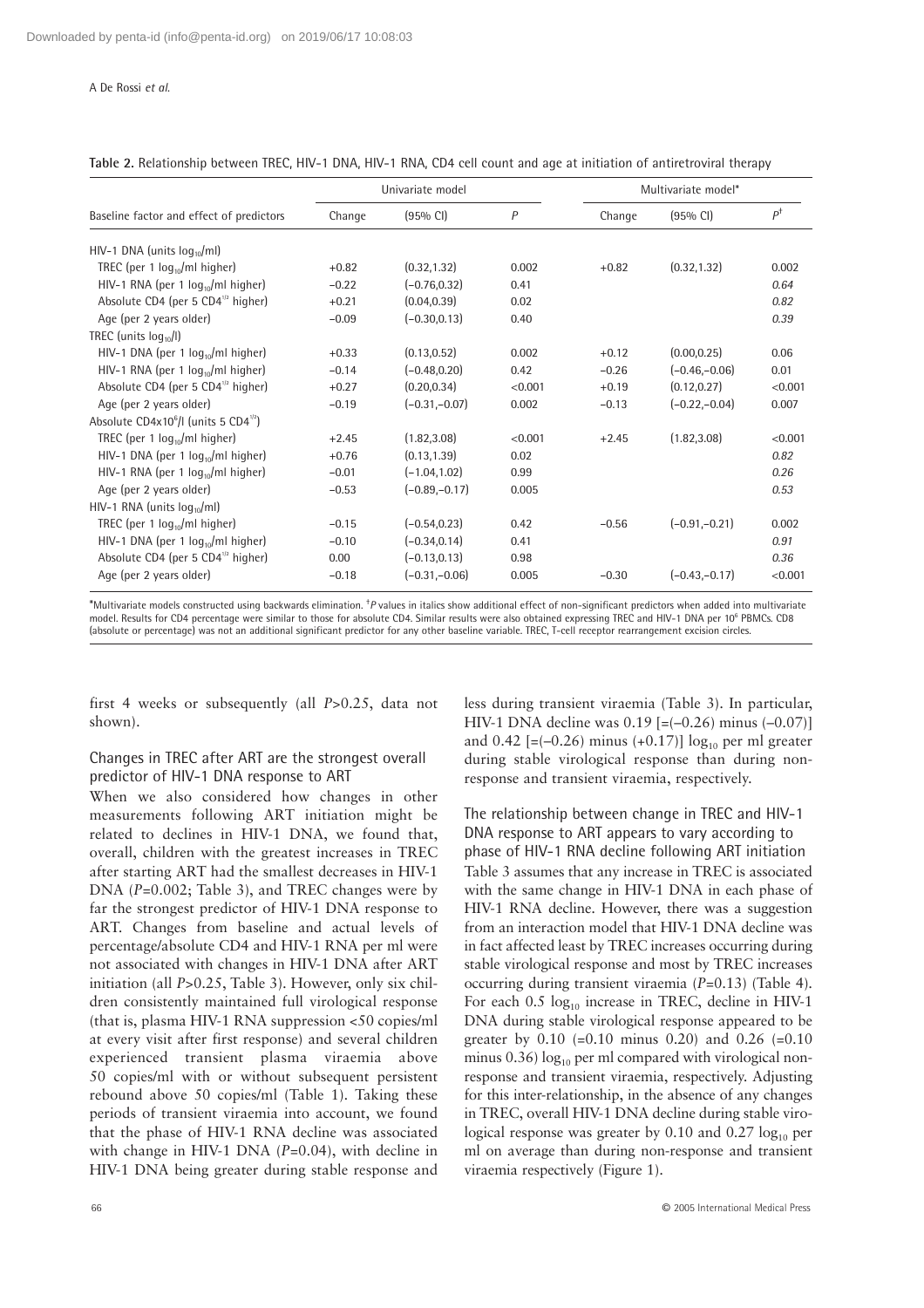**Table 2.** Relationship between TREC, HIV-1 DNA, HIV-1 RNA, CD4 cell count and age at initiation of antiretroviral therapy

| Baseline factor and effect of predictors | Univariate model | | | Multivariate model* | | |
|---|---|---|---|---|---|---|
| | Change | (95% CI) | $P$ | Change | (95% CI) | $P^{\dagger}$ |
| HIV-1 DNA (units $\log_{10}$/ml) | | | | | | |
| TREC (per 1 $\log_{10}$/ml higher) | +0.82 | (0.32,1.32) | 0.002 | +0.82 | (0.32,1.32) | 0.002 |
| HIV-1 RNA (per 1 $\log_{10}$/ml higher) | −0.22 | (−0.76,0.32) | 0.41 | | | *0.64* |
| Absolute CD4 (per 5 $CD4^{1/2}$ higher) | +0.21 | (0.04,0.39) | 0.02 | | | *0.82* |
| Age (per 2 years older) | −0.09 | (−0.30,0.13) | 0.40 | | | *0.39* |
| TREC (units $\log_{10}$/l) | | | | | | |
| HIV-1 DNA (per 1 $\log_{10}$/ml higher) | +0.33 | (0.13,0.52) | 0.002 | +0.12 | (0.00,0.25) | 0.06 |
| HIV-1 RNA (per 1 $\log_{10}$/ml higher) | −0.14 | (−0.48,0.20) | 0.42 | −0.26 | (−0.46,−0.06) | 0.01 |
| Absolute CD4 (per 5 $CD4^{1/2}$ higher) | +0.27 | (0.20,0.34) | <0.001 | +0.19 | (0.12,0.27) | <0.001 |
| Age (per 2 years older) | −0.19 | (−0.31,−0.07) | 0.002 | −0.13 | (−0.22,−0.04) | 0.007 |
| Absolute CD4x$10^6$/l (units 5 $CD4^{1/2}$) | | | | | | |
| TREC (per 1 $\log_{10}$/ml higher) | +2.45 | (1.82,3.08) | <0.001 | +2.45 | (1.82,3.08) | <0.001 |
| HIV-1 DNA (per 1 $\log_{10}$/ml higher) | +0.76 | (0.13,1.39) | 0.02 | | | *0.82* |
| HIV-1 RNA (per 1 $\log_{10}$/ml higher) | −0.01 | (−1.04,1.02) | 0.99 | | | *0.26* |
| Age (per 2 years older) | −0.53 | (−0.89,−0.17) | 0.005 | | | *0.53* |
| HIV-1 RNA (units $\log_{10}$/ml) | | | | | | |
| TREC (per 1 $\log_{10}$/ml higher) | −0.15 | (−0.54,0.23) | 0.42 | −0.56 | (−0.91,−0.21) | 0.002 |
| HIV-1 DNA (per 1 $\log_{10}$/ml higher) | −0.10 | (−0.34,0.14) | 0.41 | | | *0.91* |
| Absolute CD4 (per 5 $CD4^{1/2}$ higher) | 0.00 | (−0.13,0.13) | 0.98 | | | *0.36* |
| Age (per 2 years older) | −0.18 | (−0.31,−0.06) | 0.005 | −0.30 | (−0.43,−0.17) | <0.001 |

*Multivariate models constructed using backwards elimination. †*P* values in italics show additional effect of non-significant predictors when added into multivariate model. Results for CD4 percentage were similar to those for absolute CD4. Similar results were also obtained expressing TREC and HIV-1 DNA per $10^6$ PBMCs. CD8 (absolute or percentage) was not an additional significant predictor for any other baseline variable. TREC, T-cell receptor rearrangement excision circles.

first 4 weeks or subsequently (all $P>0.25$, data not shown).

### Changes in TREC after ART are the strongest overall predictor of HIV-1 DNA response to ART

When we also considered how changes in other measurements following ART initiation might be related to declines in HIV-1 DNA, we found that, overall, children with the greatest increases in TREC after starting ART had the smallest decreases in HIV-1 DNA ($P=0.002$; Table 3), and TREC changes were by far the strongest predictor of HIV-1 DNA response to ART. Changes from baseline and actual levels of percentage/absolute CD4 and HIV-1 RNA per ml were not associated with changes in HIV-1 DNA after ART initiation (all $P>0.25$, Table 3). However, only six children consistently maintained full virological response (that is, plasma HIV-1 RNA suppression <50 copies/ml at every visit after first response) and several children experienced transient plasma viraemia above 50 copies/ml with or without subsequent persistent rebound above 50 copies/ml (Table 1). Taking these periods of transient viraemia into account, we found that the phase of HIV-1 RNA decline was associated with change in HIV-1 DNA ($P=0.04$), with decline in HIV-1 DNA being greater during stable response and less during transient viraemia (Table 3). In particular, HIV-1 DNA decline was 0.19 [=(−0.26) minus (−0.07)] and 0.42 [=(−0.26) minus (+0.17)] $\log_{10}$ per ml greater during stable virological response than during non-response and transient viraemia, respectively.

### The relationship between change in TREC and HIV-1 DNA response to ART appears to vary according to phase of HIV-1 RNA decline following ART initiation

Table 3 assumes that any increase in TREC is associated with the same change in HIV-1 DNA in each phase of HIV-1 RNA decline. However, there was a suggestion from an interaction model that HIV-1 DNA decline was in fact affected least by TREC increases occurring during stable virological response and most by TREC increases occurring during transient viraemia ($P=0.13$) (Table 4). For each 0.5 $\log_{10}$ increase in TREC, decline in HIV-1 DNA during stable virological response appeared to be greater by 0.10 (=0.10 minus 0.20) and 0.26 (=0.10 minus 0.36) $\log_{10}$ per ml compared with virological non-response and transient viraemia, respectively. Adjusting for this inter-relationship, in the absence of any changes in TREC, overall HIV-1 DNA decline during stable virological response was greater by 0.10 and 0.27 $\log_{10}$ per ml on average than during non-response and transient viraemia respectively (Figure 1).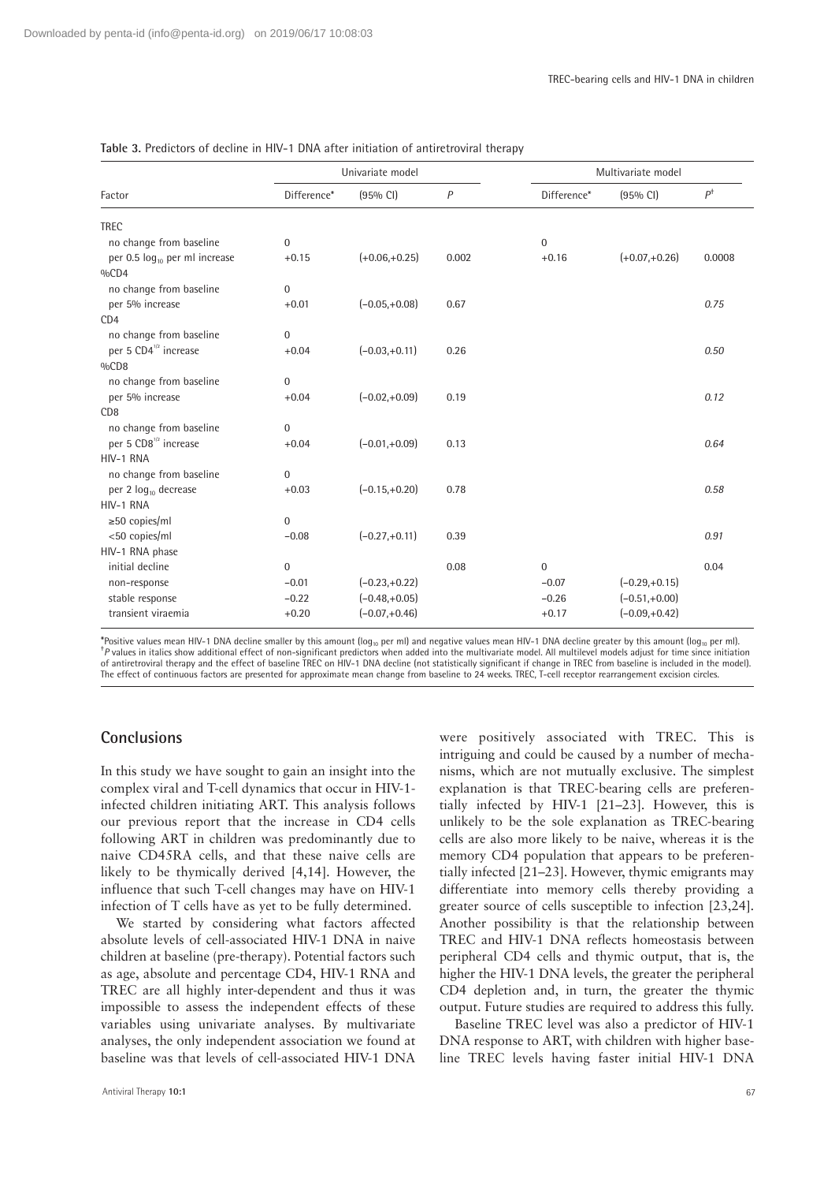**Table 3.** Predictors of decline in HIV-1 DNA after initiation of antiretroviral therapy

| Factor | Univariate model | | | Multivariate model | | |
|---|---|---|---|---|---|---|
| | Difference* | (95% CI) | *P* | Difference* | (95% CI) | *P*† |
| TREC | | | | | | |
| no change from baseline | 0 | | | 0 | | |
| per 0.5 $\log_{10}$ per ml increase | +0.15 | (+0.06,+0.25) | 0.002 | +0.16 | (+0.07,+0.26) | 0.0008 |
| %CD4 | | | | | | |
| no change from baseline | 0 | | | | | |
| per 5% increase | +0.01 | (−0.05,+0.08) | 0.67 | | | *0.75* |
| CD4 | | | | | | |
| no change from baseline | 0 | | | | | |
| per 5 $CD4^{1/2}$ increase | +0.04 | (−0.03,+0.11) | 0.26 | | | *0.50* |
| %CD8 | | | | | | |
| no change from baseline | 0 | | | | | |
| per 5% increase | +0.04 | (−0.02,+0.09) | 0.19 | | | *0.12* |
| CD8 | | | | | | |
| no change from baseline | 0 | | | | | |
| per 5 $CD8^{1/2}$ increase | +0.04 | (−0.01,+0.09) | 0.13 | | | *0.64* |
| HIV-1 RNA | | | | | | |
| no change from baseline | 0 | | | | | |
| per 2 $\log_{10}$ decrease | +0.03 | (−0.15,+0.20) | 0.78 | | | *0.58* |
| HIV-1 RNA | | | | | | |
| ≥50 copies/ml | 0 | | | | | |
| <50 copies/ml | −0.08 | (−0.27,+0.11) | 0.39 | | | *0.91* |
| HIV-1 RNA phase | | | | | | |
| initial decline | 0 | | 0.08 | 0 | | 0.04 |
| non-response | −0.01 | (−0.23,+0.22) | | −0.07 | (−0.29,+0.15) | |
| stable response | −0.22 | (−0.48,+0.05) | | −0.26 | (−0.51,+0.00) | |
| transient viraemia | +0.20 | (−0.07,+0.46) | | +0.17 | (−0.09,+0.42) | |

*Positive values mean HIV-1 DNA decline smaller by this amount ($\log_{10}$ per ml) and negative values mean HIV-1 DNA decline greater by this amount ($\log_{10}$ per ml). †*P* values in italics show additional effect of non-significant predictors when added into the multivariate model. All multilevel models adjust for time since initiation of antiretroviral therapy and the effect of baseline TREC on HIV-1 DNA decline (not statistically significant if change in TREC from baseline is included in the model). The effect of continuous factors are presented for approximate mean change from baseline to 24 weeks. TREC, T-cell receptor rearrangement excision circles.

## Conclusions

In this study we have sought to gain an insight into the complex viral and T-cell dynamics that occur in HIV-1-infected children initiating ART. This analysis follows our previous report that the increase in CD4 cells following ART in children was predominantly due to naive CD45RA cells, and that these naive cells are likely to be thymically derived [4,14]. However, the influence that such T-cell changes may have on HIV-1 infection of T cells have as yet to be fully determined.

We started by considering what factors affected absolute levels of cell-associated HIV-1 DNA in naive children at baseline (pre-therapy). Potential factors such as age, absolute and percentage CD4, HIV-1 RNA and TREC are all highly inter-dependent and thus it was impossible to assess the independent effects of these variables using univariate analyses. By multivariate analyses, the only independent association we found at baseline was that levels of cell-associated HIV-1 DNA were positively associated with TREC. This is intriguing and could be caused by a number of mechanisms, which are not mutually exclusive. The simplest explanation is that TREC-bearing cells are preferentially infected by HIV-1 [21–23]. However, this is unlikely to be the sole explanation as TREC-bearing cells are also more likely to be naive, whereas it is the memory CD4 population that appears to be preferentially infected [21–23]. However, thymic emigrants may differentiate into memory cells thereby providing a greater source of cells susceptible to infection [23,24]. Another possibility is that the relationship between TREC and HIV-1 DNA reflects homeostasis between peripheral CD4 cells and thymic output, that is, the higher the HIV-1 DNA levels, the greater the peripheral CD4 depletion and, in turn, the greater the thymic output. Future studies are required to address this fully.

Baseline TREC level was also a predictor of HIV-1 DNA response to ART, with children with higher baseline TREC levels having faster initial HIV-1 DNA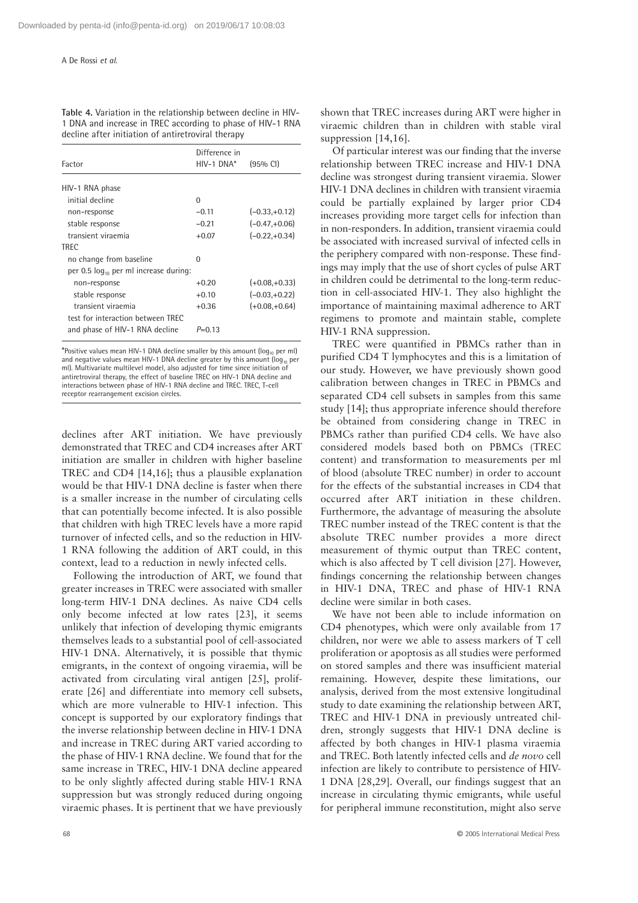**Table 4.** Variation in the relationship between decline in HIV-1 DNA and increase in TREC according to phase of HIV-1 RNA decline after initiation of antiretroviral therapy

| Factor | Difference in HIV-1 DNA* | (95% CI) |
|---|---|---|
| HIV-1 RNA phase | | |
| initial decline | 0 | |
| non-response | −0.11 | (−0.33,+0.12) |
| stable response | −0.21 | (−0.47,+0.06) |
| transient viraemia | +0.07 | (−0.22,+0.34) |
| TREC | | |
| no change from baseline | 0 | |
| per 0.5 $\log_{10}$ per ml increase during: | | |
| non-response | +0.20 | (+0.08,+0.33) |
| stable response | +0.10 | (−0.03,+0.22) |
| transient viraemia | +0.36 | (+0.08,+0.64) |
| test for interaction between TREC and phase of HIV-1 RNA decline | $P$=0.13 | |

*Positive values mean HIV-1 DNA decline smaller by this amount ($\log_{10}$ per ml) and negative values mean HIV-1 DNA decline greater by this amount ($\log_{10}$ per ml). Multivariate multilevel model, also adjusted for time since initiation of antiretroviral therapy, the effect of baseline TREC on HIV-1 DNA decline and interactions between phase of HIV-1 RNA decline and TREC. TREC, T-cell receptor rearrangement excision circles.

declines after ART initiation. We have previously demonstrated that TREC and CD4 increases after ART initiation are smaller in children with higher baseline TREC and CD4 [14,16]; thus a plausible explanation would be that HIV-1 DNA decline is faster when there is a smaller increase in the number of circulating cells that can potentially become infected. It is also possible that children with high TREC levels have a more rapid turnover of infected cells, and so the reduction in HIV-1 RNA following the addition of ART could, in this context, lead to a reduction in newly infected cells.

Following the introduction of ART, we found that greater increases in TREC were associated with smaller long-term HIV-1 DNA declines. As naive CD4 cells only become infected at low rates [23], it seems unlikely that infection of developing thymic emigrants themselves leads to a substantial pool of cell-associated HIV-1 DNA. Alternatively, it is possible that thymic emigrants, in the context of ongoing viraemia, will be activated from circulating viral antigen [25], proliferate [26] and differentiate into memory cell subsets, which are more vulnerable to HIV-1 infection. This concept is supported by our exploratory findings that the inverse relationship between decline in HIV-1 DNA and increase in TREC during ART varied according to the phase of HIV-1 RNA decline. We found that for the same increase in TREC, HIV-1 DNA decline appeared to be only slightly affected during stable HIV-1 RNA suppression but was strongly reduced during ongoing viraemic phases. It is pertinent that we have previously shown that TREC increases during ART were higher in viraemic children than in children with stable viral suppression [14,16].

Of particular interest was our finding that the inverse relationship between TREC increase and HIV-1 DNA decline was strongest during transient viraemia. Slower HIV-1 DNA declines in children with transient viraemia could be partially explained by larger prior CD4 increases providing more target cells for infection than in non-responders. In addition, transient viraemia could be associated with increased survival of infected cells in the periphery compared with non-response. These findings may imply that the use of short cycles of pulse ART in children could be detrimental to the long-term reduction in cell-associated HIV-1. They also highlight the importance of maintaining maximal adherence to ART regimens to promote and maintain stable, complete HIV-1 RNA suppression.

TREC were quantified in PBMCs rather than in purified CD4 T lymphocytes and this is a limitation of our study. However, we have previously shown good calibration between changes in TREC in PBMCs and separated CD4 cell subsets in samples from this same study [14]; thus appropriate inference should therefore be obtained from considering change in TREC in PBMCs rather than purified CD4 cells. We have also considered models based both on PBMCs (TREC content) and transformation to measurements per ml of blood (absolute TREC number) in order to account for the effects of the substantial increases in CD4 that occurred after ART initiation in these children. Furthermore, the advantage of measuring the absolute TREC number instead of the TREC content is that the absolute TREC number provides a more direct measurement of thymic output than TREC content, which is also affected by T cell division [27]. However, findings concerning the relationship between changes in HIV-1 DNA, TREC and phase of HIV-1 RNA decline were similar in both cases.

We have not been able to include information on CD4 phenotypes, which were only available from 17 children, nor were we able to assess markers of T cell proliferation or apoptosis as all studies were performed on stored samples and there was insufficient material remaining. However, despite these limitations, our analysis, derived from the most extensive longitudinal study to date examining the relationship between ART, TREC and HIV-1 DNA in previously untreated children, strongly suggests that HIV-1 DNA decline is affected by both changes in HIV-1 plasma viraemia and TREC. Both latently infected cells and *de novo* cell infection are likely to contribute to persistence of HIV-1 DNA [28,29]. Overall, our findings suggest that an increase in circulating thymic emigrants, while useful for peripheral immune reconstitution, might also serve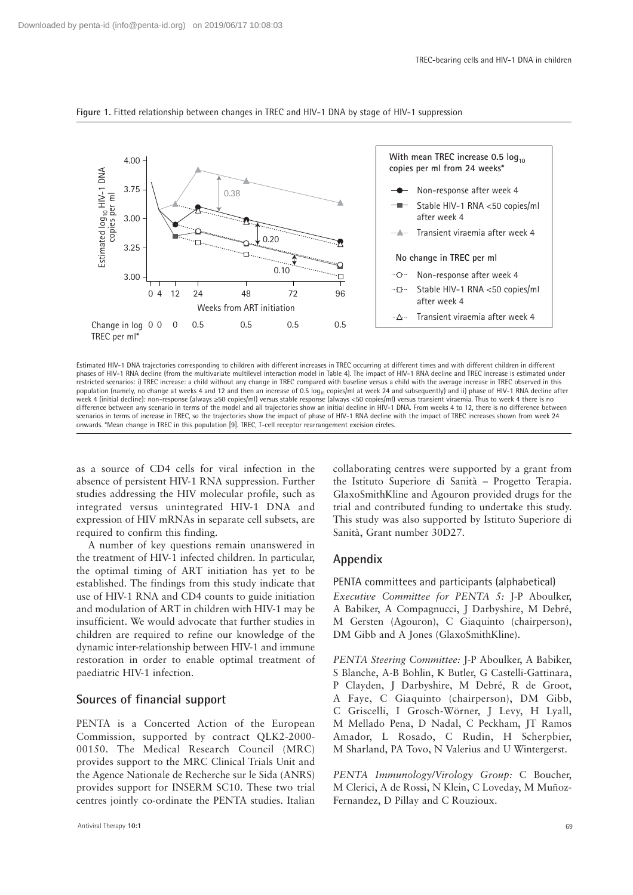**Figure 1.** Fitted relationship between changes in TREC and HIV-1 DNA by stage of HIV-1 suppression

Estimated HIV-1 DNA trajectories corresponding to children with different increases in TREC occurring at different times and with different children in different phases of HIV-1 RNA decline (from the multivariate multilevel interaction model in Table 4). The impact of HIV-1 RNA decline and TREC increase is estimated under restricted scenarios: i) TREC increase: a child without any change in TREC compared with baseline versus a child with the average increase in TREC observed in this population (namely, no change at weeks 4 and 12 and then an increase of 0.5 $\log_{10}$ copies/ml at week 24 and subsequently) and ii) phase of HIV-1 RNA decline after week 4 (initial decline): non-response (always ≥50 copies/ml) versus stable response (always <50 copies/ml) versus transient viraemia. Thus to week 4 there is no difference between any scenario in terms of the model and all trajectories show an initial decline in HIV-1 DNA. From weeks 4 to 12, there is no difference between scenarios in terms of increase in TREC, so the trajectories show the impact of phase of HIV-1 RNA decline with the impact of TREC increases shown from week 24 onwards. *Mean change in TREC in this population [9]. TREC, T-cell receptor rearrangement excision circles.

as a source of CD4 cells for viral infection in the absence of persistent HIV-1 RNA suppression. Further studies addressing the HIV molecular profile, such as integrated versus unintegrated HIV-1 DNA and expression of HIV mRNAs in separate cell subsets, are required to confirm this finding.

A number of key questions remain unanswered in the treatment of HIV-1 infected children. In particular, the optimal timing of ART initiation has yet to be established. The findings from this study indicate that use of HIV-1 RNA and CD4 counts to guide initiation and modulation of ART in children with HIV-1 may be insufficient. We would advocate that further studies in children are required to refine our knowledge of the dynamic inter-relationship between HIV-1 and immune restoration in order to enable optimal treatment of paediatric HIV-1 infection.

## Sources of financial support

PENTA is a Concerted Action of the European Commission, supported by contract QLK2-2000-00150. The Medical Research Council (MRC) provides support to the MRC Clinical Trials Unit and the Agence Nationale de Recherche sur le Sida (ANRS) provides support for INSERM SC10. These two trial centres jointly co-ordinate the PENTA studies. Italian collaborating centres were supported by a grant from the Istituto Superiore di Sanità – Progetto Terapia. GlaxoSmithKline and Agouron provided drugs for the trial and contributed funding to undertake this study. This study was also supported by Istituto Superiore di Sanità, Grant number 30D27.

## Appendix

PENTA committees and participants (alphabetical)

*Executive Committee for PENTA 5:* J-P Aboulker, A Babiker, A Compagnucci, J Darbyshire, M Debré, M Gersten (Agouron), C Giaquinto (chairperson), DM Gibb and A Jones (GlaxoSmithKline).

*PENTA Steering Committee:* J-P Aboulker, A Babiker, S Blanche, A-B Bohlin, K Butler, G Castelli-Gattinara, P Clayden, J Darbyshire, M Debré, R de Groot, A Faye, C Giaquinto (chairperson), DM Gibb, C Griscelli, I Grosch-Wörner, J Levy, H Lyall, M Mellado Pena, D Nadal, C Peckham, JT Ramos Amador, L Rosado, C Rudin, H Scherpbier, M Sharland, PA Tovo, N Valerius and U Wintergerst.

*PENTA Immunology/Virology Group:* C Boucher, M Clerici, A de Rossi, N Klein, C Loveday, M Muñoz-Fernandez, D Pillay and C Rouzioux.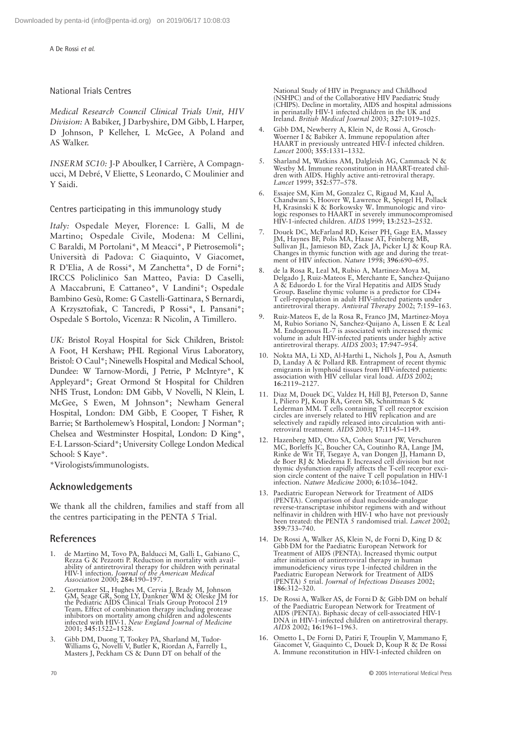### National Trials Centres

*Medical Research Council Clinical Trials Unit, HIV Division:* A Babiker, J Darbyshire, DM Gibb, L Harper, D Johnson, P Kelleher, L McGee, A Poland and AS Walker.

*INSERM SC10:* J-P Aboulker, I Carrière, A Compagnucci, M Debré, V Eliette, S Leonardo, C Moulinier and Y Saidi.

### Centres participating in this immunology study

*Italy:* Ospedale Meyer, Florence: L Galli, M de Martino; Ospedale Civile, Modena: M Cellini, C Baraldi, M Portolani*, M Meacci*, P Pietrosemoli*; Università di Padova: C Giaquinto, V Giacomet, R D'Elia, A de Rossi*, M Zanchetta*, D de Forni*; IRCCS Policlinico San Matteo, Pavia: D Caselli, A Maccabruni, E Cattaneo*, V Landini*; Ospedale Bambino Gesù, Rome: G Castelli-Gattinara, S Bernardi, A Krzysztofiak, C Tancredi, P Rossi*, L Pansani*; Ospedale S Bortolo, Vicenza: R Nicolin, A Timillero.

*UK:* Bristol Royal Hospital for Sick Children, Bristol: A Foot, H Kershaw; PHL Regional Virus Laboratory, Bristol: O Caul*; Ninewells Hospital and Medical School, Dundee: W Tarnow-Mordi, J Petrie, P McIntyre*, K Appleyard*; Great Ormond St Hospital for Children NHS Trust, London: DM Gibb, V Novelli, N Klein, L McGee, S Ewen, M Johnson*; Newham General Hospital, London: DM Gibb, E Cooper, T Fisher, R Barrie; St Bartholemew's Hospital, London: J Norman*; Chelsea and Westminster Hospital, London: D King*, E-L Larsson-Sciard*; University College London Medical School: S Kaye*.

*Virologists/immunologists.

## Acknowledgements

We thank all the children, families and staff from all the centres participating in the PENTA 5 Trial.

## References

1. de Martino M, Tovo PA, Balducci M, Galli L, Gabiano C, Rezza G & Pezzotti P. Reduction in mortality with availability of antiretroviral therapy for children with perinatal HIV-1 infection. *Journal of the American Medical Association* 2000; **284**:190–197.
2. Gortmaker SL, Hughes M, Cervia J, Brady M, Johnson GM, Seage GR, Song LY, Dankner WM & Oleske JM for the Pediatric AIDS Clinical Trials Group Protocol 219 Team. Effect of combination therapy including protease inhibitors on mortality among children and adolescents infected with HIV-1. *New England Journal of Medicine* 2001; **345**:1522–1528.
3. Gibb DM, Duong T, Tookey PA, Sharland M, Tudor-Williams G, Novelli V, Butler K, Riordan A, Farrelly L, Masters J, Peckham CS & Dunn DT on behalf of the National Study of HIV in Pregnancy and Childhood (NSHPC) and of the Collaborative HIV Paediatric Study (CHIPS). Decline in mortality, AIDS and hospital admissions in perinatally HIV-1 infected children in the UK and Ireland. *British Medical Journal* 2003; **327**:1019–1025.
4. Gibb DM, Newberry A, Klein N, de Rossi A, Grosch-Woerner I & Babiker A. Immune repopulation after HAART in previously untreated HIV-1 infected children. *Lancet* 2000; **355**:1331–1332.
5. Sharland M, Watkins AM, Dalgleish AG, Cammack N & Westby M. Immune reconstitution in HAART-treated children with AIDS. Highly active anti-retroviral therapy. *Lancet* 1999; **352**:577–578.
6. Essajee SM, Kim M, Gonzalez C, Rigaud M, Kaul A, Chandwani S, Hoover W, Lawrence R, Spiegel H, Pollack H, Krasinski K & Borkowsky W. Immunologic and virologic responses to HAART in severely immunocompromised HIV-1-infected children. *AIDS* 1999; **13**:2523–2532.
7. Douek DC, McFarland RD, Keiser PH, Gage EA, Massey JM, Haynes BF, Polis MA, Haase AT, Feinberg MB, Sullivan JL, Jamieson BD, Zack JA, Picker LJ & Koup RA. Changes in thymic function with age and during the treatment of HIV infection. *Nature* 1998; **396**:690–695.
8. de la Rosa R, Leal M, Rubio A, Martinez-Moya M, Delgado J, Ruiz-Mateos E, Merchante E, Sanchez-Quijano A & Eduardo L for the Viral Hepatitis and AIDS Study Group. Baseline thymic volume is a predictor for CD4+ T cell-repopulation in adult HIV-infected patients under antiretroviral therapy. *Antiviral Therapy* 2002; **7**:159–163.
9. Ruiz-Mateos E, de la Rosa R, Franco JM, Martinez-Moya M, Rubio Soriano N, Sanchez-Quijano A, Lissen E & Leal M. Endogenous IL-7 is associated with increased thymic volume in adult HIV-infected patients under highly active antiretroviral therapy. *AIDS* 2003; **17**:947–954.
10. Nokta MA, Li XD, Al-Harthi L, Nichols J, Pou A, Asmuth D, Landay A & Pollard RB. Entrapment of recent thymic emigrants in lymphoid tissues from HIV-infected patients: association with HIV cellular viral load. *AIDS* 2002; **16**:2119–2127.
11. Diaz M, Douek DC, Valdez H, Hill BJ, Peterson D, Sanne I, Piliero PJ, Koup RA, Green SB, Schnittman S & Lederman MM. T cells containing T cell receptor excision circles are inversely related to HIV replication and are selectively and rapidly released into circulation with antiretroviral treatment. *AIDS* 2003; **17**:1145–1149.
12. Hazenberg MD, Otto SA, Cohen Stuart JW, Verschuren MC, Borleffs JC, Boucher CA, Coutinho RA, Lange JM, Rinke de Wit TF, Tsegaye A, van Dongen JJ, Hamann D, de Boer RJ & Miedema F. Increased cell division but not thymic dysfunction rapidly affects the T-cell receptor excision circle content of the naive T cell population in HIV-1 infection. *Nature Medicine* 2000; **6**:1036–1042.
13. Paediatric European Network for Treatment of AIDS (PENTA). Comparison of dual nucleoside-analogue reverse-transcriptase inhibitor regimens with and without nelfinavir in children with HIV-1 who have not previously been treated: the PENTA 5 randomised trial. *Lancet* 2002; **359**:733–740.
14. De Rossi A, Walker AS, Klein N, de Forni D, King D & Gibb DM for the Paediatric European Network for Treatment of AIDS (PENTA). Increased thymic output after initiation of antiretroviral therapy in human immunodeficiency virus type 1-infected children in the Paediatric European Network for Treatment of AIDS (PENTA) 5 trial. *Journal of Infectious Diseases* 2002; **186**:312–320.
15. De Rossi A, Walker AS, de Forni D & Gibb DM on behalf of the Paediatric European Network for Treatment of AIDS (PENTA). Biphasic decay of cell-associated HIV-1 DNA in HIV-1-infected children on antiretroviral therapy. *AIDS* 2002; **16**:1961–1963.
16. Ometto L, De Forni D, Patiri F, Trouplin V, Mammano F, Giacomet V, Giaquinto C, Douek D, Koup R & De Rossi A. Immune reconstitution in HIV-1-infected children on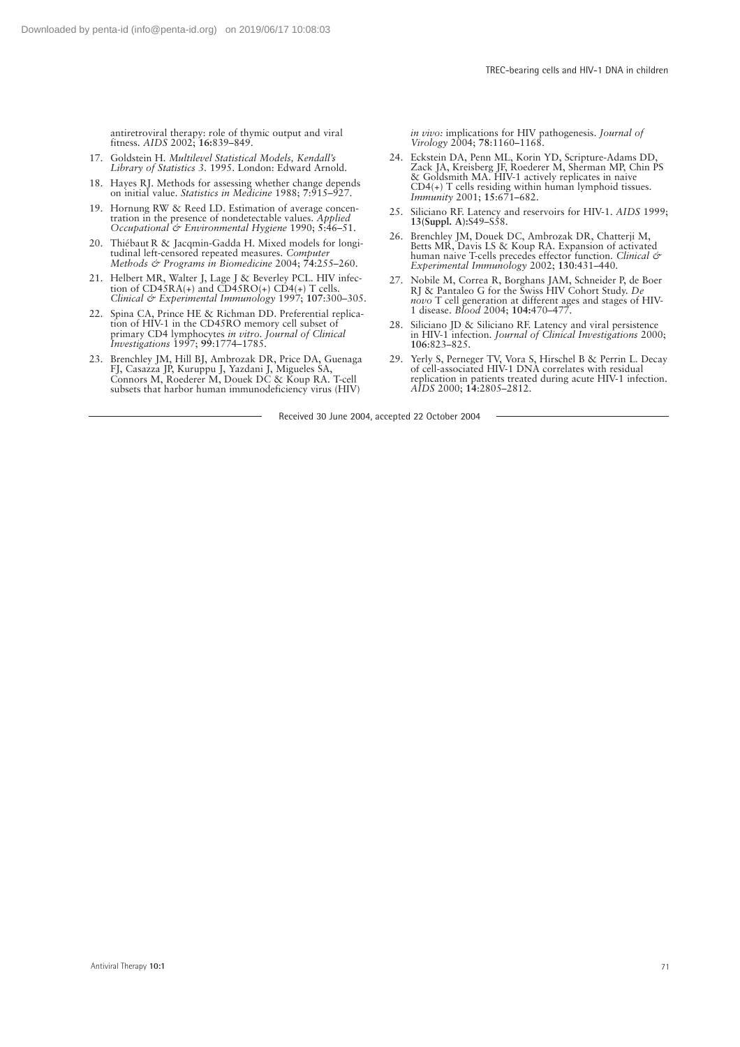antiretroviral therapy: role of thymic output and viral fitness. *AIDS* 2002; **16:**839–849.

17. Goldstein H. *Multilevel Statistical Models, Kendall's Library of Statistics 3.* 1995. London: Edward Arnold.
18. Hayes RJ. Methods for assessing whether change depends on initial value. *Statistics in Medicine* 1988; **7**:915–927.
19. Hornung RW & Reed LD. Estimation of average concentration in the presence of nondetectable values. *Applied Occupational & Environmental Hygiene* 1990; **5**:46–51.
20. Thiébaut R & Jacqmin-Gadda H. Mixed models for longitudinal left-censored repeated measures. *Computer Methods & Programs in Biomedicine* 2004; **74**:255–260.
21. Helbert MR, Walter J, Lage J & Beverley PCL. HIV infection of CD45RA(+) and CD45RO(+) CD4(+) T cells. *Clinical & Experimental Immunology* 1997; **107**:300–305.
22. Spina CA, Prince HE & Richman DD. Preferential replication of HIV-1 in the CD45RO memory cell subset of primary CD4 lymphocytes *in vitro*. *Journal of Clinical Investigations* 1997; **99**:1774–1785.
23. Brenchley JM, Hill BJ, Ambrozak DR, Price DA, Guenaga FJ, Casazza JP, Kuruppu J, Yazdani J, Migueles SA, Connors M, Roederer M, Douek DC & Koup RA. T-cell subsets that harbor human immunodeficiency virus (HIV) *in vivo:* implications for HIV pathogenesis. *Journal of Virology* 2004; **78**:1160–1168.
24. Eckstein DA, Penn ML, Korin YD, Scripture-Adams DD, Zack JA, Kreisberg JF, Roederer M, Sherman MP, Chin PS & Goldsmith MA. HIV-1 actively replicates in naive CD4(+) T cells residing within human lymphoid tissues. *Immunity* 2001; **15**:671–682.
25. Siliciano RF. Latency and reservoirs for HIV-1. *AIDS* 1999; **13(Suppl. A):**S49–S58.
26. Brenchley JM, Douek DC, Ambrozak DR, Chatterji M, Betts MR, Davis LS & Koup RA. Expansion of activated human naive T-cells precedes effector function. *Clinical & Experimental Immunology* 2002; **130**:431–440.
27. Nobile M, Correa R, Borghans JAM, Schneider P, de Boer RJ & Pantaleo G for the Swiss HIV Cohort Study. *De novo* T cell generation at different ages and stages of HIV-1 disease. *Blood* 2004; **104:**470–477.
28. Siliciano JD & Siliciano RF. Latency and viral persistence in HIV-1 infection. *Journal of Clinical Investigations* 2000; **106**:823–825.
29. Yerly S, Perneger TV, Vora S, Hirschel B & Perrin L. Decay of cell-associated HIV-1 DNA correlates with residual replication in patients treated during acute HIV-1 infection. *AIDS* 2000; **14**:2805–2812.

Received 30 June 2004, accepted 22 October 2004